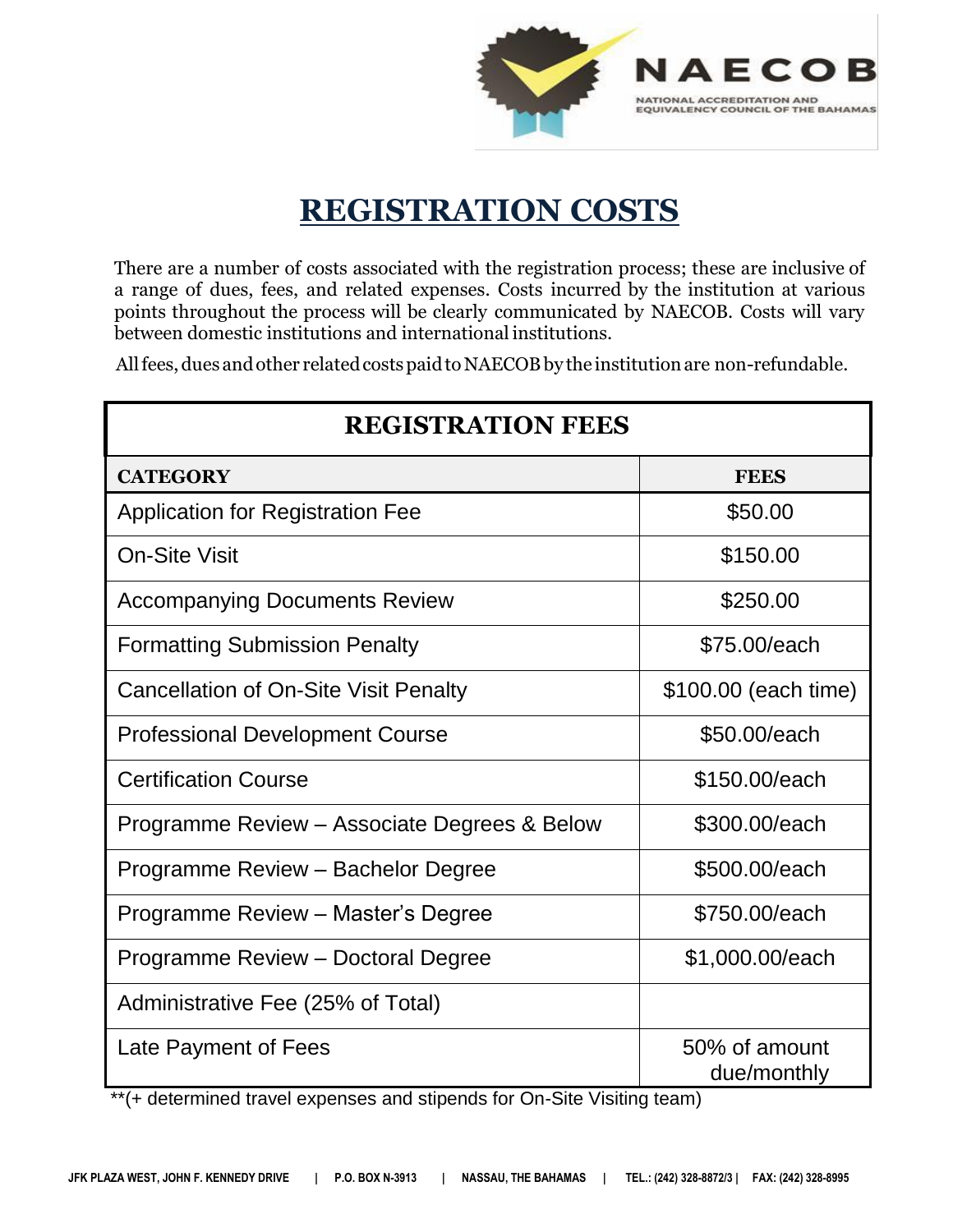NAECOB

NATIONAL ACCREDITATION AND EQUIVALENCY COUNCIL OF THE BAHAMAS

# REGISTRATION COSTS

There are a number of costs associated with the registration process; these are inclusive of a range of dues, fees, and related expenses. Costs incurred by the institution at various points throughout the process will be clearly communicated by NAECOB. Costs will vary between domestic institutions and international institutions.

All fees, dues and other related costs paid to NAECOB by the institution are non-refundable.

| REGISTRATION FEES | |
|---|---|
| **CATEGORY** | **FEES** |
| Application for Registration Fee | $50.00 |
| On-Site Visit | $150.00 |
| Accompanying Documents Review | $250.00 |
| Formatting Submission Penalty | $75.00/each |
| Cancellation of On-Site Visit Penalty | $100.00 (each time) |
| Professional Development Course | $50.00/each |
| Certification Course | $150.00/each |
| Programme Review – Associate Degrees & Below | $300.00/each |
| Programme Review – Bachelor Degree | $500.00/each |
| Programme Review – Master's Degree | $750.00/each |
| Programme Review – Doctoral Degree | $1,000.00/each |
| Administrative Fee (25% of Total) | |
| Late Payment of Fees | 50% of amount due/monthly |

**(+ determined travel expenses and stipends for On-Site Visiting team)

JFK PLAZA WEST, JOHN F. KENNEDY DRIVE | P.O. BOX N-3913 | NASSAU, THE BAHAMAS | TEL.: (242) 328-8872/3 | FAX: (242) 328-8995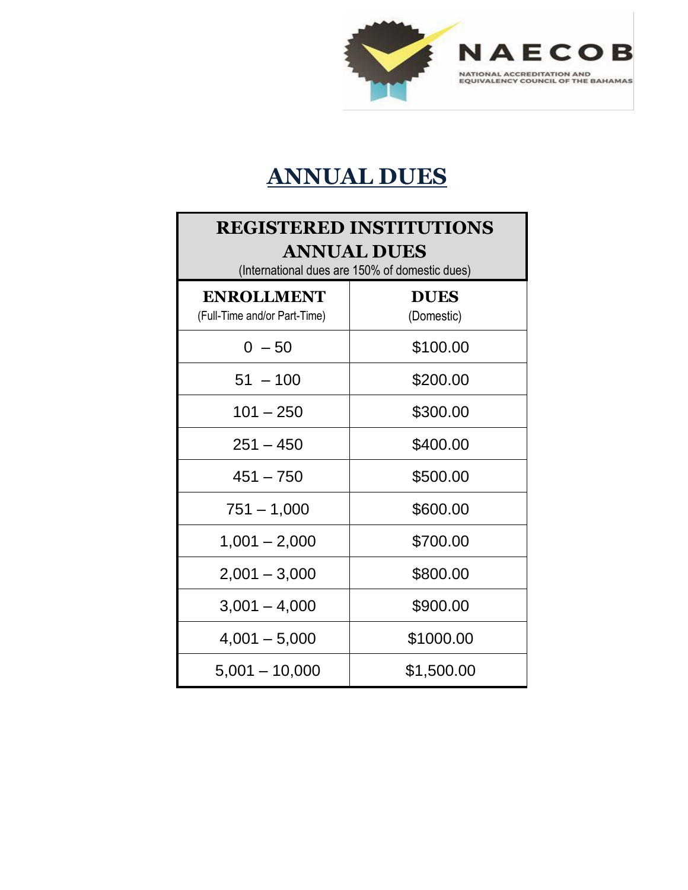NAECOB

NATIONAL ACCREDITATION AND EQUIVALENCY COUNCIL OF THE BAHAMAS

# ANNUAL DUES

| **REGISTERED INSTITUTIONS ANNUAL DUES** (International dues are 150% of domestic dues) | |
|---|---|
| **ENROLLMENT** (Full-Time and/or Part-Time) | **DUES** (Domestic) |
| 0 – 50 | $100.00 |
| 51 – 100 | $200.00 |
| 101 – 250 | $300.00 |
| 251 – 450 | $400.00 |
| 451 – 750 | $500.00 |
| 751 – 1,000 | $600.00 |
| 1,001 – 2,000 | $700.00 |
| 2,001 – 3,000 | $800.00 |
| 3,001 – 4,000 | $900.00 |
| 4,001 – 5,000 | $1000.00 |
| 5,001 – 10,000 | $1,500.00 |